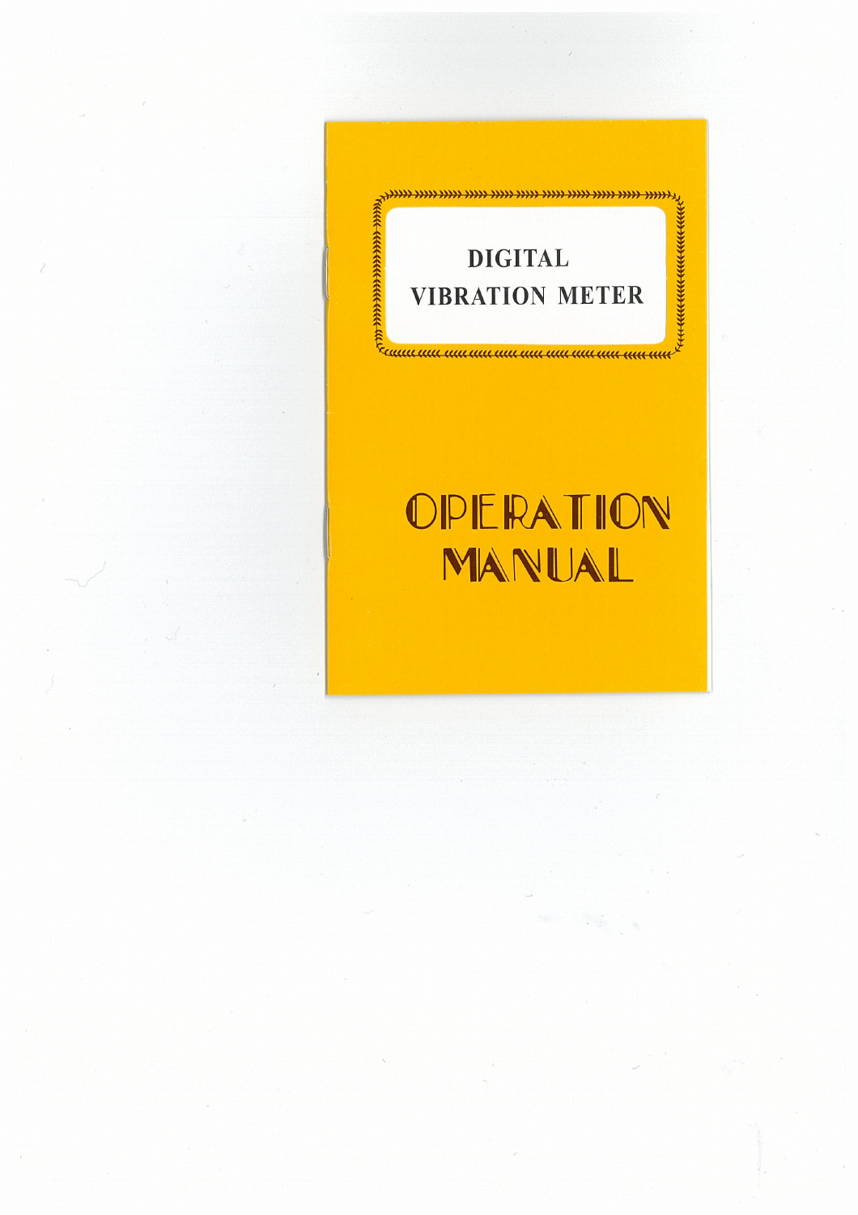# DIGITAL VIBRATION METER

# OPERATION MANUAL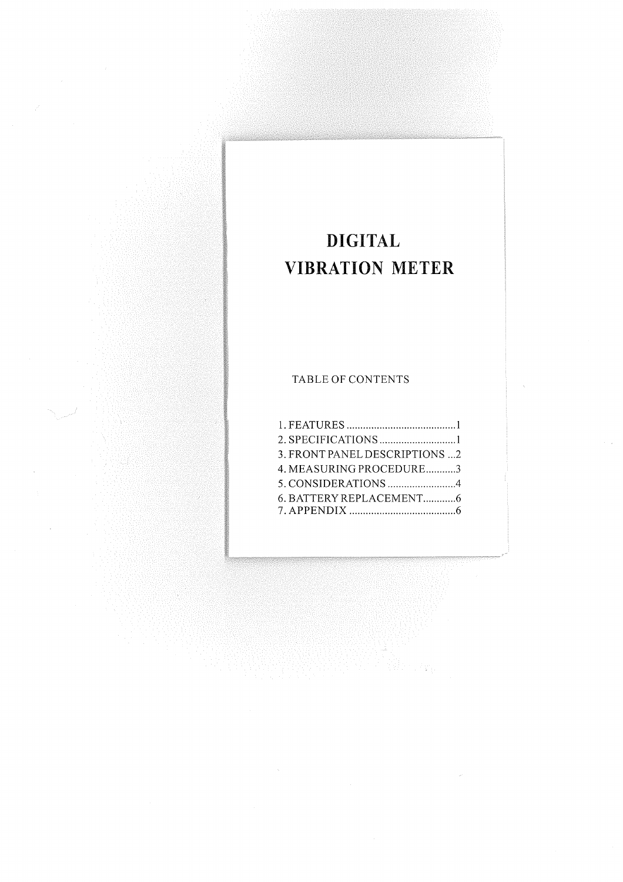# DIGITAL VIBRATION METER

TABLE OF CONTENTS

1. FEATURES ........................................1
2. SPECIFICATIONS ............................1
3. FRONT PANEL DESCRIPTIONS ...2
4. MEASURING PROCEDURE...........3
5. CONSIDERATIONS .........................4
6. BATTERY REPLACEMENT............6
7. APPENDIX .......................................6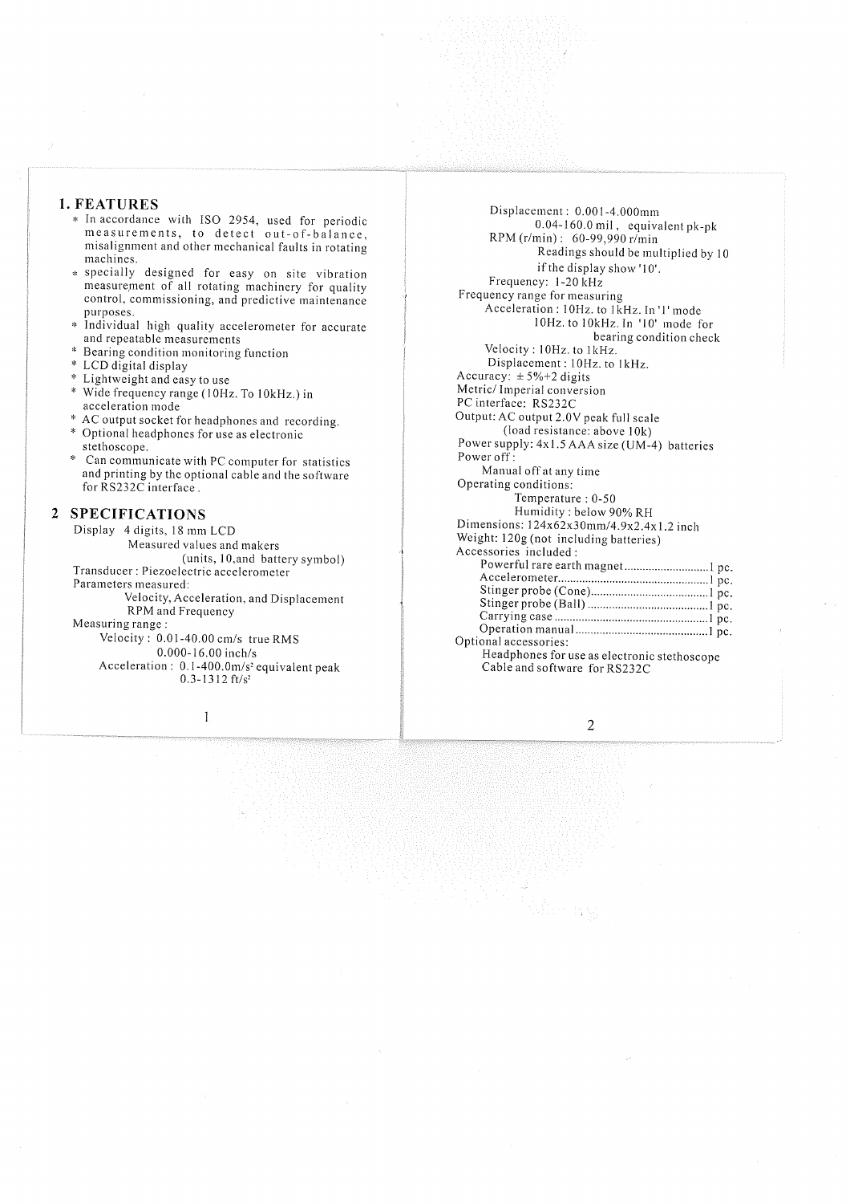# 1. FEATURES

* In accordance with ISO 2954, used for periodic measurements, to detect out-of-balance, misalignment and other mechanical faults in rotating machines.
* specially designed for easy on site vibration measurement of all rotating machinery for quality control, commissioning, and predictive maintenance purposes.
* Individual high quality accelerometer for accurate and repeatable measurements
* Bearing condition monitoring function
* LCD digital display
* Lightweight and easy to use
* Wide frequency range (10Hz. To 10kHz.) in acceleration mode
* AC output socket for headphones and recording.
* Optional headphones for use as electronic stethoscope.
* Can communicate with PC computer for statistics and printing by the optional cable and the software for RS232C interface .

# 2 SPECIFICATIONS

Display 4 digits, 18 mm LCD
Measured values and makers
(units, 10,and battery symbol)

Transducer : Piezoelectric accelerometer

Parameters measured:
Velocity, Acceleration, and Displacement
RPM and Frequency

Measuring range :
Velocity : 0.01-40.00 cm/s true RMS
0.000-16.00 inch/s
Acceleration : 0.1-400.0m/s² equivalent peak
0.3-1312 ft/s²
Displacement : 0.001-4.000mm
0.04-160.0 mil , equivalent pk-pk
RPM (r/min) : 60-99,990 r/min
Readings should be multiplied by 10 if the display show '10'.
Frequency: 1-20 kHz

Frequency range for measuring
Acceleration : 10Hz. to 1kHz. In '1' mode
10Hz. to 10kHz. In '10' mode for bearing condition check
Velocity : 10Hz. to 1kHz.
Displacement : 10Hz. to 1kHz.

Accuracy: ± 5%+2 digits

Metric/ Imperial conversion

PC interface: RS232C

Output: AC output 2.0V peak full scale
(load resistance: above 10k)

Power supply: 4x1.5 AAA size (UM-4) batteries

Power off :
Manual off at any time

Operating conditions:
Temperature : 0-50
Humidity : below 90% RH

Dimensions: 124x62x30mm/4.9x2.4x1.2 inch

Weight: 120g (not including batteries)

Accessories included :
Powerful rare earth magnet............................1 pc.
Accelerometer..................................................1 pc.
Stinger probe (Cone)........................................1 pc.
Stinger probe (Ball) .........................................1 pc.
Carrying case ...................................................1 pc.
Operation manual.............................................1 pc.

Optional accessories:
Headphones for use as electronic stethoscope
Cable and software for RS232C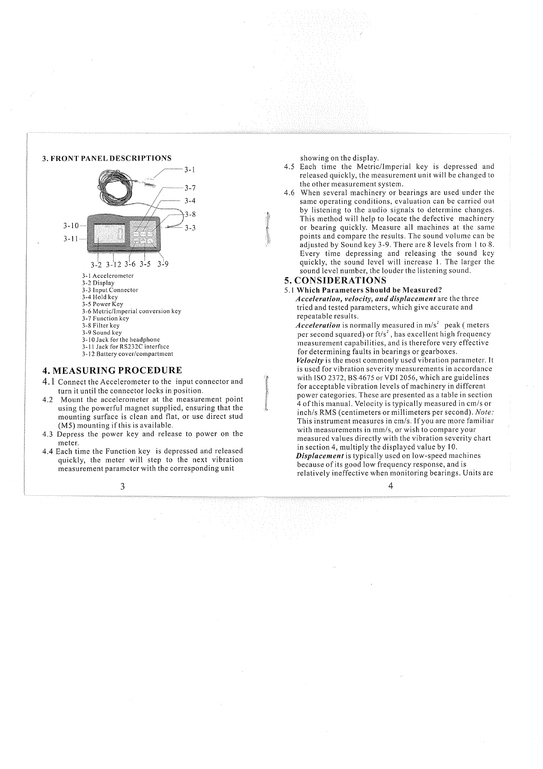## 3. FRONT PANEL DESCRIPTIONS

3-1 Accelerometer
3-2 Display
3-3 Input Connector
3-4 Hold key
3-5 Power Key
3-6 Metric/Imperial conversion key
3-7 Function key
3-8 Filter key
3-9 Sound key
3-10 Jack for the headphone
3-11 Jack for RS232C interface
3-12 Battery cover/compartment

## 4. MEASURING PROCEDURE

4.1 Connect the Accelerometer to the input connector and turn it until the connector locks in position.

4.2 Mount the accelerometer at the measurement point using the powerful magnet supplied, ensuring that the mounting surface is clean and flat, or use direct stud (M5) mounting if this is available.

4.3 Depress the power key and release to power on the meter.

4.4 Each time the Function key is depressed and released quickly, the meter will step to the next vibration measurement parameter with the corresponding unit showing on the display.

4.5 Each time the Metric/Imperial key is depressed and released quickly, the measurement unit will be changed to the other measurement system.

4.6 When several machinery or bearings are used under the same operating conditions, evaluation can be carried out by listening to the audio signals to determine changes. This method will help to locate the defective machinery or bearing quickly. Measure all machines at the same points and compare the results. The sound volume can be adjusted by Sound key 3-9. There are 8 levels from 1 to 8. Every time depressing and releasing the sound key quickly, the sound level will increase 1. The larger the sound level number, the louder the listening sound.

## 5. CONSIDERATIONS

### 5.1 Which Parameters Should be Measured?

***Acceleration, velocity, and displacement*** are the three tried and tested parameters, which give accurate and repeatable results.

***Acceleration*** is normally measured in $m/s^2$ peak ( meters per second squared) or $ft/s^2$ , has excellent high frequency measurement capabilities, and is therefore very effective for determining faults in bearings or gearboxes.

***Velocity*** is the most commonly used vibration parameter. It is used for vibration severity measurements in accordance with ISO 2372, BS 4675 or VDI 2056, which are guidelines for acceptable vibration levels of machinery in different power categories. These are presented as a table in section 4 of this manual. Velocity is typically measured in cm/s or inch/s RMS (centimeters or millimeters per second). *Note:* This instrument measures in cm/s. If you are more familiar with measurements in mm/s, or wish to compare your measured values directly with the vibration severity chart in section 4, multiply the displayed value by 10.

***Displacement*** is typically used on low-speed machines because of its good low frequency response, and is relatively ineffective when monitoring bearings. Units are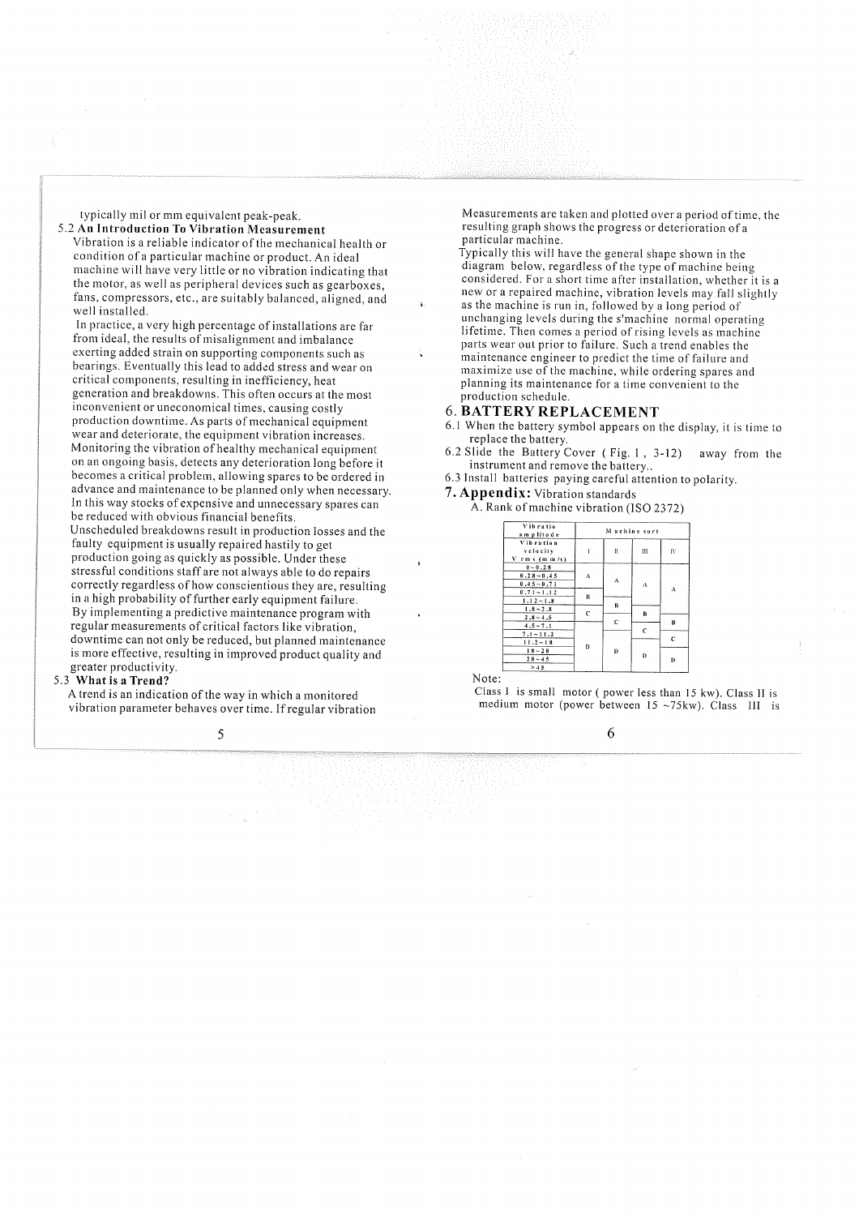typically mil or mm equivalent peak-peak.

5.2 **An Introduction To Vibration Measurement**

Vibration is a reliable indicator of the mechanical health or condition of a particular machine or product. An ideal machine will have very little or no vibration indicating that the motor, as well as peripheral devices such as gearboxes, fans, compressors, etc., are suitably balanced, aligned, and well installed.

In practice, a very high percentage of installations are far from ideal, the results of misalignment and imbalance exerting added strain on supporting components such as bearings. Eventually this lead to added stress and wear on critical components, resulting in inefficiency, heat generation and breakdowns. This often occurs at the most inconvenient or uneconomical times, causing costly production downtime. As parts of mechanical equipment wear and deteriorate, the equipment vibration increases. Monitoring the vibration of healthy mechanical equipment on an ongoing basis, detects any deterioration long before it becomes a critical problem, allowing spares to be ordered in advance and maintenance to be planned only when necessary. In this way stocks of expensive and unnecessary spares can be reduced with obvious financial benefits.

Unscheduled breakdowns result in production losses and the faulty equipment is usually repaired hastily to get production going as quickly as possible. Under these stressful conditions staff are not always able to do repairs correctly regardless of how conscientious they are, resulting in a high probability of further early equipment failure.

By implementing a predictive maintenance program with regular measurements of critical factors like vibration, downtime can not only be reduced, but planned maintenance is more effective, resulting in improved product quality and greater productivity.

5.3 **What is a Trend?**

A trend is an indication of the way in which a monitored vibration parameter behaves over time. If regular vibration Measurements are taken and plotted over a period of time, the resulting graph shows the progress or deterioration of a particular machine.

Typically this will have the general shape shown in the diagram below, regardless of the type of machine being considered. For a short time after installation, whether it is a new or a repaired machine, vibration levels may fall slightly as the machine is run in, followed by a long period of unchanging levels during the s'machine normal operating lifetime. Then comes a period of rising levels as machine parts wear out prior to failure. Such a trend enables the maintenance engineer to predict the time of failure and maximize use of the machine, while ordering spares and planning its maintenance for a time convenient to the production schedule.

## 6. BATTERY REPLACEMENT

6.1 When the battery symbol appears on the display, it is time to replace the battery.

6.2 Slide the Battery Cover ( Fig. 1 , 3-12) away from the instrument and remove the battery..

6.3 Install batteries paying careful attention to polarity.

## 7. Appendix: Vibration standards

A. Rank of machine vibration (ISO 2372)

| Vibratio amplitude Vibration velocity V rms (mm/s) | Machine sort | | | |
|---|---|---|---|---|
| | I | II | III | IV |
| 0~0.28 | A | A | A | A |
| 0.28~0.45 | A | A | A | A |
| 0.45~0.71 | A | A | A | A |
| 0.71~1.12 | B | A | A | A |
| 1.12~1.8 | B | B | A | A |
| 1.8~2.8 | C | B | B | A |
| 2.8~4.5 | C | C | B | B |
| 4.5~7.1 | D | C | C | B |
| 7.1~11.2 | D | D | C | C |
| 11.2~18 | D | D | D | C |
| 18~28 | D | D | D | D |
| 28~45 | D | D | D | D |
| >45 | D | D | D | D |

Note:

Class I is small motor ( power less than 15 kw). Class II is medium motor (power between 15 ~75kw). Class III is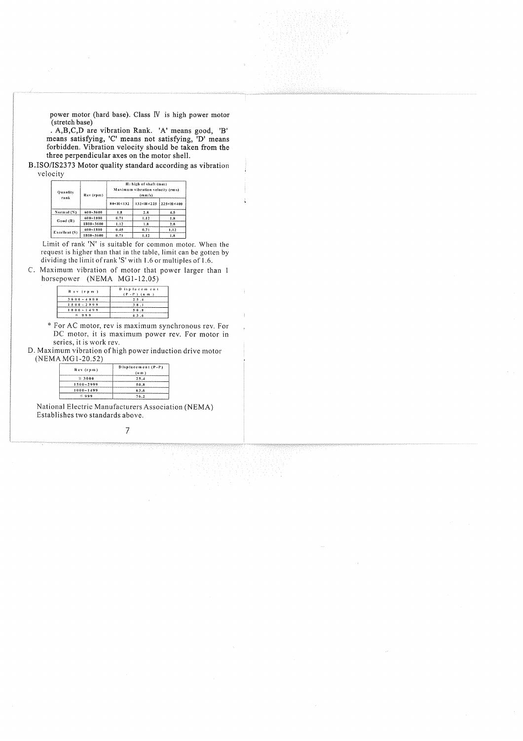power motor (hard base). Class Ⅳ is high power motor (stretch base)

. A,B,C,D are vibration Rank. 'A' means good, 'B' means satisfying, 'C' means not satisfying, 'D' means forbidden. Vibration velocity should be taken from the three perpendicular axes on the motor shell.

B.ISO/IS2373 Motor quality standard according as vibration velocity

| Quantity rank | Rev (rpm) | H: high of shaft (mm) Maximum vibration velocity (rms) (mm/s) | | |
|---|---|---|---|---|
| | | 80<H<132 | 132<H<225 | 225<H<400 |
| Normal (N) | 600~3600 | 1.8 | 2.8 | 4.5 |
| Good (R) | 600~1800 | 0.71 | 1.12 | 1.8 |
| | 1800~3600 | 1.12 | 1.8 | 2.8 |
| Excellent (S) | 600~1800 | 0.45 | 0.71 | 1.12 |
| | 1800~3600 | 0.71 | 1.12 | 1.8 |

Limit of rank 'N' is suitable for common motor. When the request is higher than that in the table, limit can be gotten by dividing the limit of rank 'S' with 1.6 or multiples of 1.6.

C. Maximum vibration of motor that power larger than 1 horsepower (NEMA MG1-12.05)

| Rev (rpm) | Displacement (P-P) (um) |
|---|---|
| 3000~4000 | 25.4 |
| 1500~2999 | 38.1 |
| 1000~1499 | 50.8 |
| ≤ 999 | 63.6 |

\* For AC motor, rev is maximum synchronous rev. For DC motor, it is maximum power rev. For motor in series, it is work rev.

D. Maximum vibration of high power induction drive motor (NEMA MG1-20.52)

| Rev (rpm) | Displacement (P-P) (um) |
|---|---|
| ≥ 3000 | 25.4 |
| 1500~2999 | 50.8 |
| 1000~1499 | 63.6 |
| ≤ 999 | 76.2 |

National Electric Manufacturers Association (NEMA) Establishes two standards above.